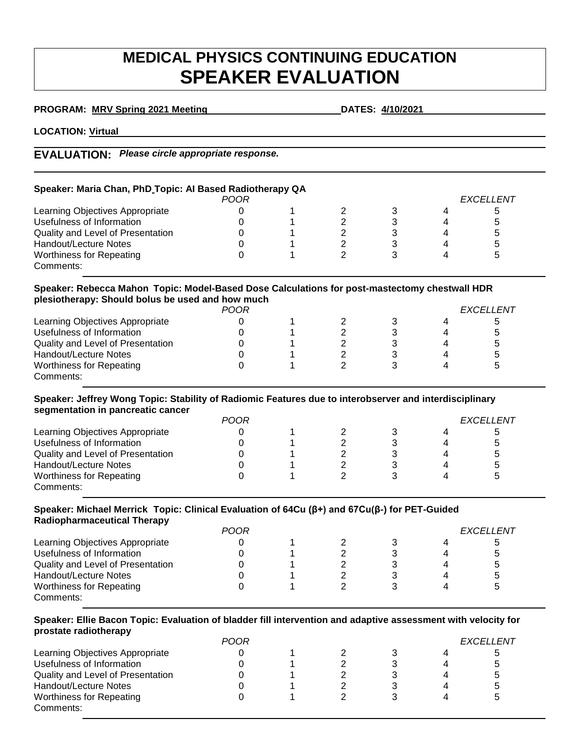# MEDICAL PHYSICS CONTINUING EDUCATION
# SPEAKER EVALUATION

**PROGRAM: MRV Spring 2021 Meeting** **DATES: 4/10/2021**

**LOCATION: Virtual**

**EVALUATION:** ***Please circle appropriate response.***

**Speaker: Maria Chan, PhD Topic: AI Based Radiotherapy QA**

| | *POOR* | | | | | *EXCELLENT* |
|---|---|---|---|---|---|---|
| Learning Objectives Appropriate | 0 | 1 | 2 | 3 | 4 | 5 |
| Usefulness of Information | 0 | 1 | 2 | 3 | 4 | 5 |
| Quality and Level of Presentation | 0 | 1 | 2 | 3 | 4 | 5 |
| Handout/Lecture Notes | 0 | 1 | 2 | 3 | 4 | 5 |
| Worthiness for Repeating | 0 | 1 | 2 | 3 | 4 | 5 |

Comments:

**Speaker: Rebecca Mahon Topic: Model-Based Dose Calculations for post-mastectomy chestwall HDR plesiotherapy: Should bolus be used and how much**

| | *POOR* | | | | | *EXCELLENT* |
|---|---|---|---|---|---|---|
| Learning Objectives Appropriate | 0 | 1 | 2 | 3 | 4 | 5 |
| Usefulness of Information | 0 | 1 | 2 | 3 | 4 | 5 |
| Quality and Level of Presentation | 0 | 1 | 2 | 3 | 4 | 5 |
| Handout/Lecture Notes | 0 | 1 | 2 | 3 | 4 | 5 |
| Worthiness for Repeating | 0 | 1 | 2 | 3 | 4 | 5 |

Comments:

**Speaker: Jeffrey Wong Topic: Stability of Radiomic Features due to interobserver and interdisciplinary segmentation in pancreatic cancer**

| | *POOR* | | | | | *EXCELLENT* |
|---|---|---|---|---|---|---|
| Learning Objectives Appropriate | 0 | 1 | 2 | 3 | 4 | 5 |
| Usefulness of Information | 0 | 1 | 2 | 3 | 4 | 5 |
| Quality and Level of Presentation | 0 | 1 | 2 | 3 | 4 | 5 |
| Handout/Lecture Notes | 0 | 1 | 2 | 3 | 4 | 5 |
| Worthiness for Repeating | 0 | 1 | 2 | 3 | 4 | 5 |

Comments:

**Speaker: Michael Merrick Topic: Clinical Evaluation of 64Cu (β+) and 67Cu(β-) for PET-Guided Radiopharmaceutical Therapy**

| | *POOR* | | | | | *EXCELLENT* |
|---|---|---|---|---|---|---|
| Learning Objectives Appropriate | 0 | 1 | 2 | 3 | 4 | 5 |
| Usefulness of Information | 0 | 1 | 2 | 3 | 4 | 5 |
| Quality and Level of Presentation | 0 | 1 | 2 | 3 | 4 | 5 |
| Handout/Lecture Notes | 0 | 1 | 2 | 3 | 4 | 5 |
| Worthiness for Repeating | 0 | 1 | 2 | 3 | 4 | 5 |

Comments:

**Speaker: Ellie Bacon Topic: Evaluation of bladder fill intervention and adaptive assessment with velocity for prostate radiotherapy**

| | *POOR* | | | | | *EXCELLENT* |
|---|---|---|---|---|---|---|
| Learning Objectives Appropriate | 0 | 1 | 2 | 3 | 4 | 5 |
| Usefulness of Information | 0 | 1 | 2 | 3 | 4 | 5 |
| Quality and Level of Presentation | 0 | 1 | 2 | 3 | 4 | 5 |
| Handout/Lecture Notes | 0 | 1 | 2 | 3 | 4 | 5 |
| Worthiness for Repeating | 0 | 1 | 2 | 3 | 4 | 5 |

Comments: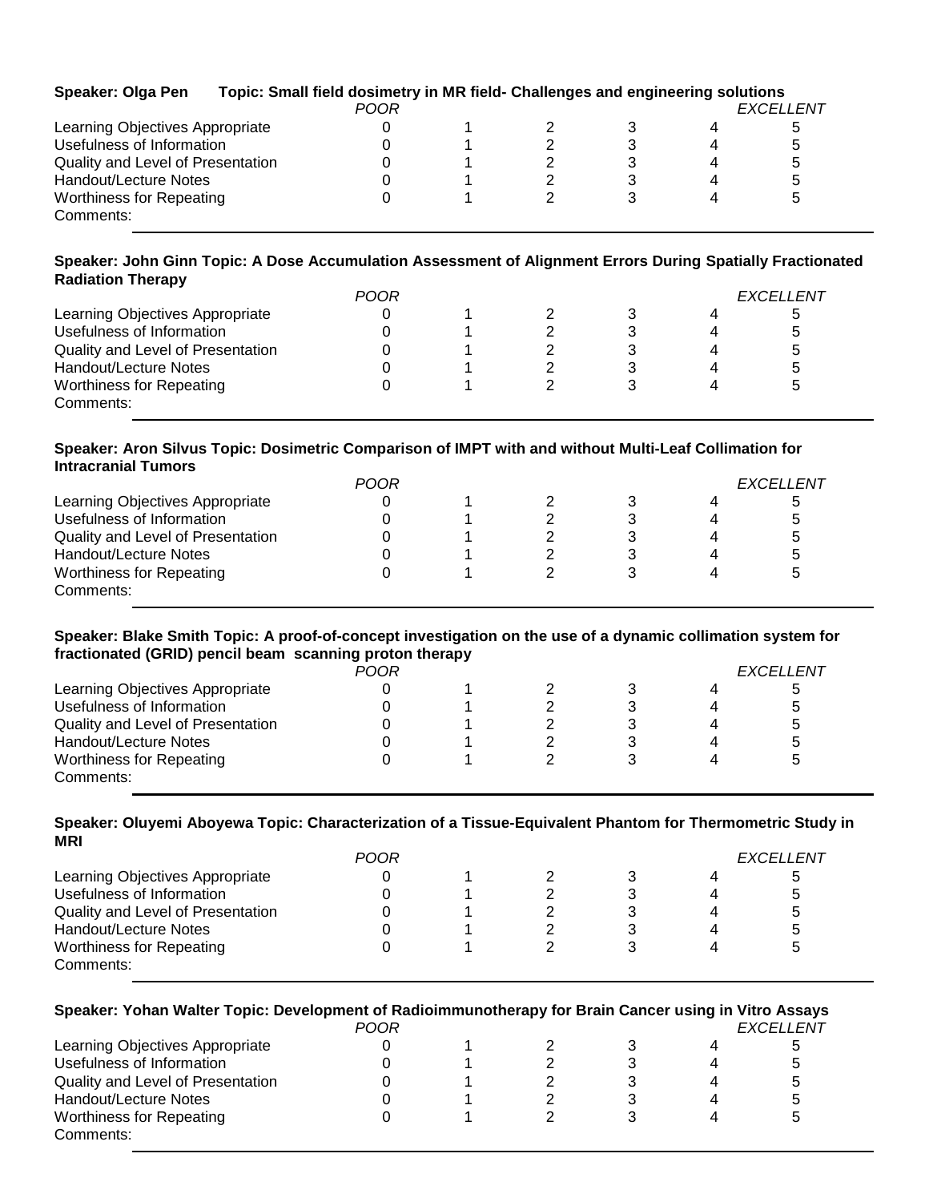**Speaker: Olga Pen Topic: Small field dosimetry in MR field- Challenges and engineering solutions**

| | *POOR* | | | | | *EXCELLENT* |
|---|---|---|---|---|---|---|
| Learning Objectives Appropriate | 0 | 1 | 2 | 3 | 4 | 5 |
| Usefulness of Information | 0 | 1 | 2 | 3 | 4 | 5 |
| Quality and Level of Presentation | 0 | 1 | 2 | 3 | 4 | 5 |
| Handout/Lecture Notes | 0 | 1 | 2 | 3 | 4 | 5 |
| Worthiness for Repeating | 0 | 1 | 2 | 3 | 4 | 5 |

Comments:

---

**Speaker: John Ginn Topic: A Dose Accumulation Assessment of Alignment Errors During Spatially Fractionated Radiation Therapy**

| | *POOR* | | | | | *EXCELLENT* |
|---|---|---|---|---|---|---|
| Learning Objectives Appropriate | 0 | 1 | 2 | 3 | 4 | 5 |
| Usefulness of Information | 0 | 1 | 2 | 3 | 4 | 5 |
| Quality and Level of Presentation | 0 | 1 | 2 | 3 | 4 | 5 |
| Handout/Lecture Notes | 0 | 1 | 2 | 3 | 4 | 5 |
| Worthiness for Repeating | 0 | 1 | 2 | 3 | 4 | 5 |

Comments:

---

**Speaker: Aron Silvus Topic: Dosimetric Comparison of IMPT with and without Multi-Leaf Collimation for Intracranial Tumors**

| | *POOR* | | | | | *EXCELLENT* |
|---|---|---|---|---|---|---|
| Learning Objectives Appropriate | 0 | 1 | 2 | 3 | 4 | 5 |
| Usefulness of Information | 0 | 1 | 2 | 3 | 4 | 5 |
| Quality and Level of Presentation | 0 | 1 | 2 | 3 | 4 | 5 |
| Handout/Lecture Notes | 0 | 1 | 2 | 3 | 4 | 5 |
| Worthiness for Repeating | 0 | 1 | 2 | 3 | 4 | 5 |

Comments:

---

**Speaker: Blake Smith Topic: A proof-of-concept investigation on the use of a dynamic collimation system for fractionated (GRID) pencil beam scanning proton therapy**

| | *POOR* | | | | | *EXCELLENT* |
|---|---|---|---|---|---|---|
| Learning Objectives Appropriate | 0 | 1 | 2 | 3 | 4 | 5 |
| Usefulness of Information | 0 | 1 | 2 | 3 | 4 | 5 |
| Quality and Level of Presentation | 0 | 1 | 2 | 3 | 4 | 5 |
| Handout/Lecture Notes | 0 | 1 | 2 | 3 | 4 | 5 |
| Worthiness for Repeating | 0 | 1 | 2 | 3 | 4 | 5 |

Comments:

---

**Speaker: Oluyemi Aboyewa Topic: Characterization of a Tissue-Equivalent Phantom for Thermometric Study in MRI**

| | *POOR* | | | | | *EXCELLENT* |
|---|---|---|---|---|---|---|
| Learning Objectives Appropriate | 0 | 1 | 2 | 3 | 4 | 5 |
| Usefulness of Information | 0 | 1 | 2 | 3 | 4 | 5 |
| Quality and Level of Presentation | 0 | 1 | 2 | 3 | 4 | 5 |
| Handout/Lecture Notes | 0 | 1 | 2 | 3 | 4 | 5 |
| Worthiness for Repeating | 0 | 1 | 2 | 3 | 4 | 5 |

Comments:

---

**Speaker: Yohan Walter Topic: Development of Radioimmunotherapy for Brain Cancer using in Vitro Assays**

| | *POOR* | | | | | *EXCELLENT* |
|---|---|---|---|---|---|---|
| Learning Objectives Appropriate | 0 | 1 | 2 | 3 | 4 | 5 |
| Usefulness of Information | 0 | 1 | 2 | 3 | 4 | 5 |
| Quality and Level of Presentation | 0 | 1 | 2 | 3 | 4 | 5 |
| Handout/Lecture Notes | 0 | 1 | 2 | 3 | 4 | 5 |
| Worthiness for Repeating | 0 | 1 | 2 | 3 | 4 | 5 |

Comments:

---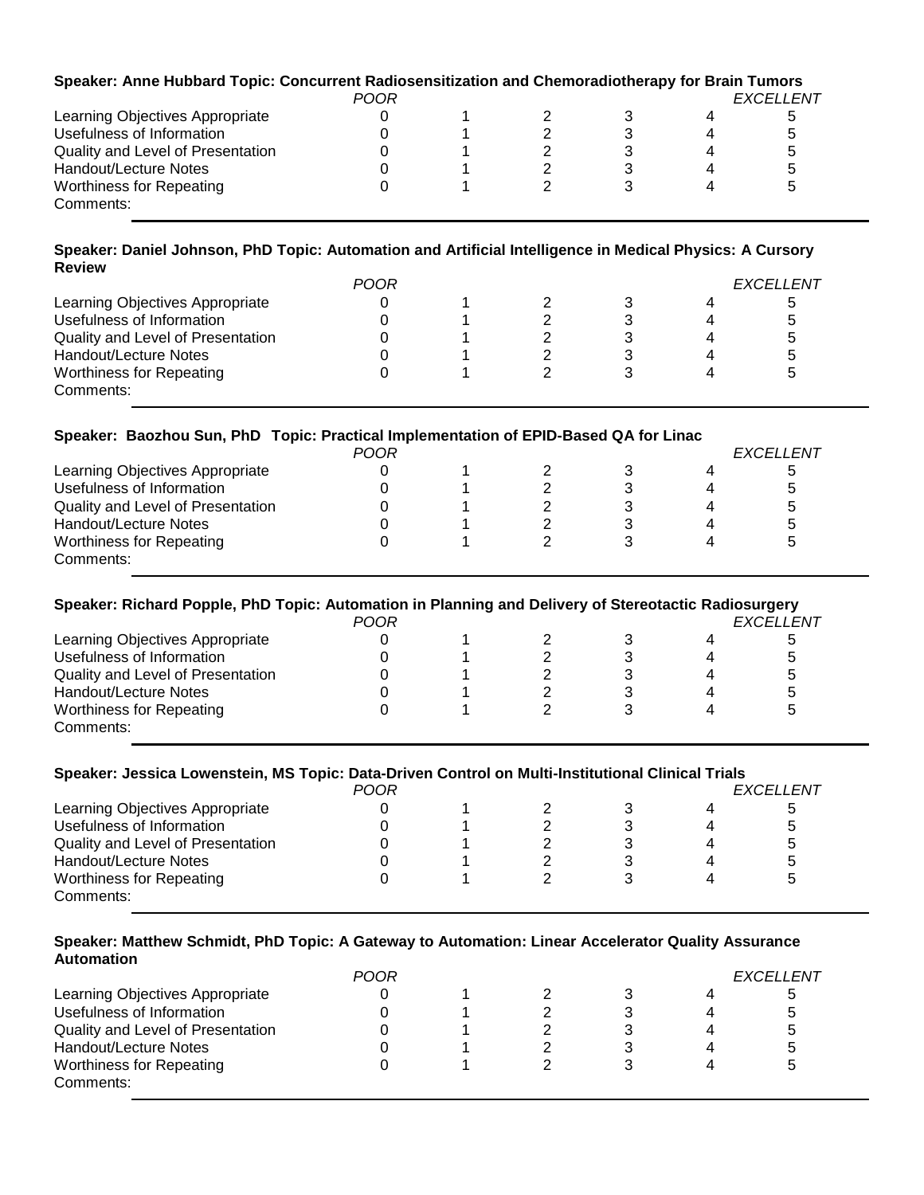**Speaker: Anne Hubbard Topic: Concurrent Radiosensitization and Chemoradiotherapy for Brain Tumors**

| | *POOR* | | | | | *EXCELLENT* |
|---|---|---|---|---|---|---|
| Learning Objectives Appropriate | 0 | 1 | 2 | 3 | 4 | 5 |
| Usefulness of Information | 0 | 1 | 2 | 3 | 4 | 5 |
| Quality and Level of Presentation | 0 | 1 | 2 | 3 | 4 | 5 |
| Handout/Lecture Notes | 0 | 1 | 2 | 3 | 4 | 5 |
| Worthiness for Repeating | 0 | 1 | 2 | 3 | 4 | 5 |

Comments:

---

**Speaker: Daniel Johnson, PhD Topic: Automation and Artificial Intelligence in Medical Physics: A Cursory Review**

| | *POOR* | | | | | *EXCELLENT* |
|---|---|---|---|---|---|---|
| Learning Objectives Appropriate | 0 | 1 | 2 | 3 | 4 | 5 |
| Usefulness of Information | 0 | 1 | 2 | 3 | 4 | 5 |
| Quality and Level of Presentation | 0 | 1 | 2 | 3 | 4 | 5 |
| Handout/Lecture Notes | 0 | 1 | 2 | 3 | 4 | 5 |
| Worthiness for Repeating | 0 | 1 | 2 | 3 | 4 | 5 |

Comments:

---

**Speaker: Baozhou Sun, PhD Topic: Practical Implementation of EPID-Based QA for Linac**

| | *POOR* | | | | | *EXCELLENT* |
|---|---|---|---|---|---|---|
| Learning Objectives Appropriate | 0 | 1 | 2 | 3 | 4 | 5 |
| Usefulness of Information | 0 | 1 | 2 | 3 | 4 | 5 |
| Quality and Level of Presentation | 0 | 1 | 2 | 3 | 4 | 5 |
| Handout/Lecture Notes | 0 | 1 | 2 | 3 | 4 | 5 |
| Worthiness for Repeating | 0 | 1 | 2 | 3 | 4 | 5 |

Comments:

---

**Speaker: Richard Popple, PhD Topic: Automation in Planning and Delivery of Stereotactic Radiosurgery**

| | *POOR* | | | | | *EXCELLENT* |
|---|---|---|---|---|---|---|
| Learning Objectives Appropriate | 0 | 1 | 2 | 3 | 4 | 5 |
| Usefulness of Information | 0 | 1 | 2 | 3 | 4 | 5 |
| Quality and Level of Presentation | 0 | 1 | 2 | 3 | 4 | 5 |
| Handout/Lecture Notes | 0 | 1 | 2 | 3 | 4 | 5 |
| Worthiness for Repeating | 0 | 1 | 2 | 3 | 4 | 5 |

Comments:

---

**Speaker: Jessica Lowenstein, MS Topic: Data-Driven Control on Multi-Institutional Clinical Trials**

| | *POOR* | | | | | *EXCELLENT* |
|---|---|---|---|---|---|---|
| Learning Objectives Appropriate | 0 | 1 | 2 | 3 | 4 | 5 |
| Usefulness of Information | 0 | 1 | 2 | 3 | 4 | 5 |
| Quality and Level of Presentation | 0 | 1 | 2 | 3 | 4 | 5 |
| Handout/Lecture Notes | 0 | 1 | 2 | 3 | 4 | 5 |
| Worthiness for Repeating | 0 | 1 | 2 | 3 | 4 | 5 |

Comments:

---

**Speaker: Matthew Schmidt, PhD Topic: A Gateway to Automation: Linear Accelerator Quality Assurance Automation**

| | *POOR* | | | | | *EXCELLENT* |
|---|---|---|---|---|---|---|
| Learning Objectives Appropriate | 0 | 1 | 2 | 3 | 4 | 5 |
| Usefulness of Information | 0 | 1 | 2 | 3 | 4 | 5 |
| Quality and Level of Presentation | 0 | 1 | 2 | 3 | 4 | 5 |
| Handout/Lecture Notes | 0 | 1 | 2 | 3 | 4 | 5 |
| Worthiness for Repeating | 0 | 1 | 2 | 3 | 4 | 5 |

Comments:

---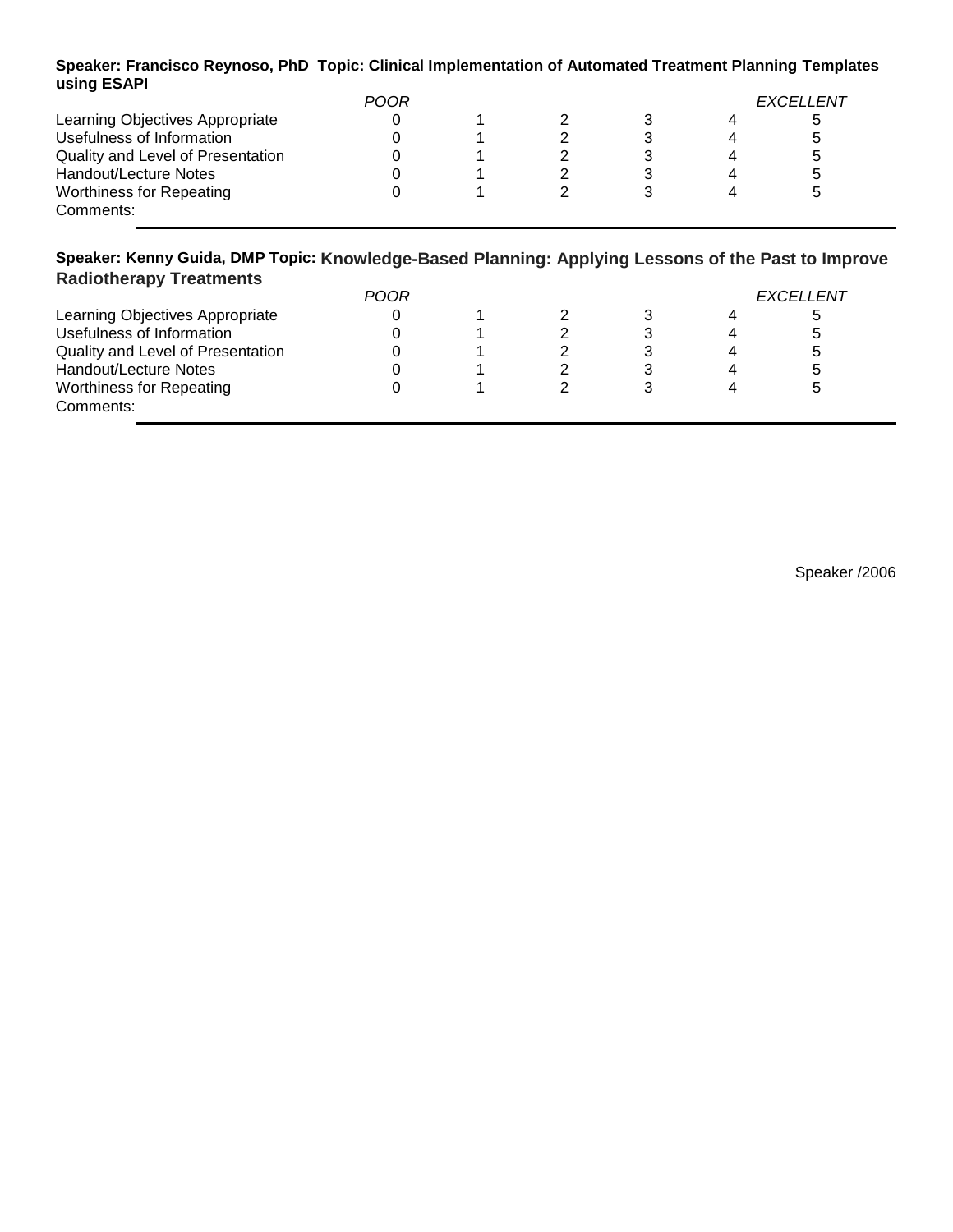**Speaker: Francisco Reynoso, PhD Topic: Clinical Implementation of Automated Treatment Planning Templates using ESAPI**

| | *POOR* | | | | | *EXCELLENT* |
|---|---|---|---|---|---|---|
| Learning Objectives Appropriate | 0 | 1 | 2 | 3 | 4 | 5 |
| Usefulness of Information | 0 | 1 | 2 | 3 | 4 | 5 |
| Quality and Level of Presentation | 0 | 1 | 2 | 3 | 4 | 5 |
| Handout/Lecture Notes | 0 | 1 | 2 | 3 | 4 | 5 |
| Worthiness for Repeating | 0 | 1 | 2 | 3 | 4 | 5 |

Comments:

---

**Speaker: Kenny Guida, DMP Topic: Knowledge-Based Planning: Applying Lessons of the Past to Improve Radiotherapy Treatments**

| | *POOR* | | | | | *EXCELLENT* |
|---|---|---|---|---|---|---|
| Learning Objectives Appropriate | 0 | 1 | 2 | 3 | 4 | 5 |
| Usefulness of Information | 0 | 1 | 2 | 3 | 4 | 5 |
| Quality and Level of Presentation | 0 | 1 | 2 | 3 | 4 | 5 |
| Handout/Lecture Notes | 0 | 1 | 2 | 3 | 4 | 5 |
| Worthiness for Repeating | 0 | 1 | 2 | 3 | 4 | 5 |

Comments:

---

Speaker /2006